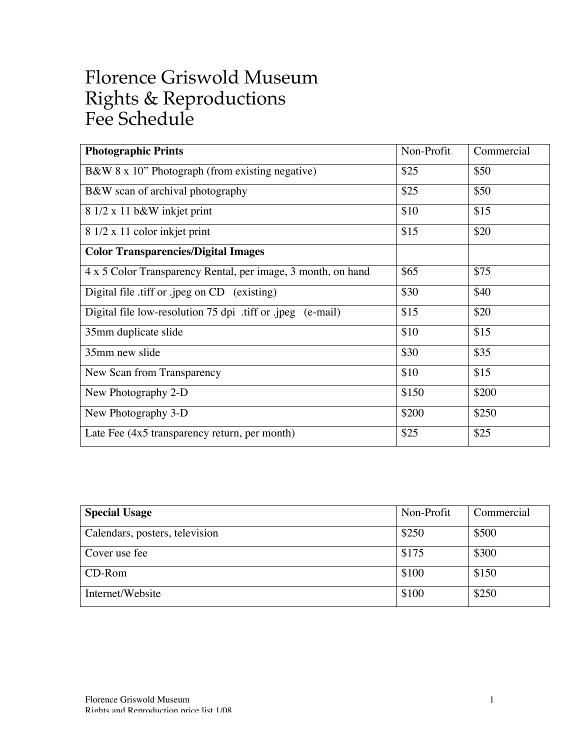# Florence Griswold Museum
# Rights & Reproductions
# Fee Schedule

| **Photographic Prints** | Non-Profit | Commercial |
|---|---|---|
| B&W 8 x 10" Photograph (from existing negative) | $25 | $50 |
| B&W scan of archival photography | $25 | $50 |
| 8 1/2 x 11 b&W inkjet print | $10 | $15 |
| 8 1/2 x 11 color inkjet print | $15 | $20 |
| **Color Transparencies/Digital Images** | | |
| 4 x 5 Color Transparency Rental, per image, 3 month, on hand | $65 | $75 |
| Digital file .tiff or .jpeg on CD (existing) | $30 | $40 |
| Digital file low-resolution 75 dpi .tiff or .jpeg (e-mail) | $15 | $20 |
| 35mm duplicate slide | $10 | $15 |
| 35mm new slide | $30 | $35 |
| New Scan from Transparency | $10 | $15 |
| New Photography 2-D | $150 | $200 |
| New Photography 3-D | $200 | $250 |
| Late Fee (4x5 transparency return, per month) | $25 | $25 |

| **Special Usage** | Non-Profit | Commercial |
|---|---|---|
| Calendars, posters, television | $250 | $500 |
| Cover use fee | $175 | $300 |
| CD-Rom | $100 | $150 |
| Internet/Website | $100 | $250 |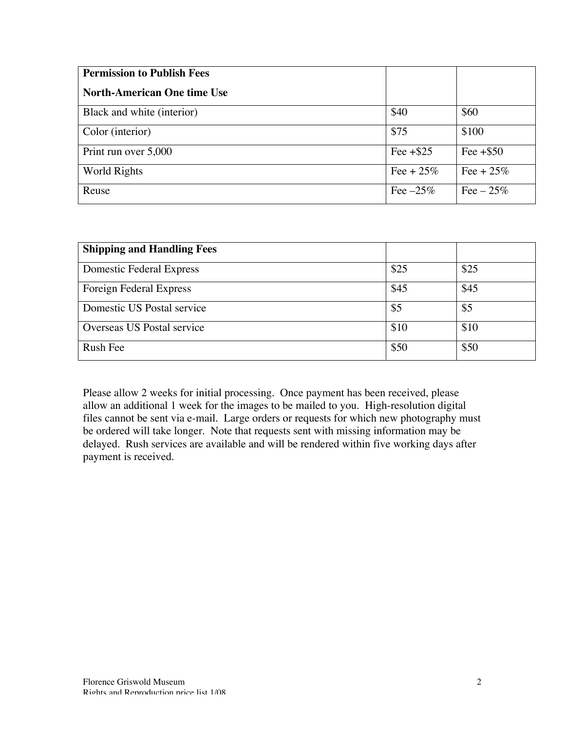| Permission to Publish Fees<br>North-American One time Use | | |
|---|---|---|
| Black and white (interior) | $40 | $60 |
| Color (interior) | $75 | $100 |
| Print run over 5,000 | Fee +$25 | Fee +$50 |
| World Rights | Fee + 25% | Fee + 25% |
| Reuse | Fee –25% | Fee – 25% |

| Shipping and Handling Fees | | |
|---|---|---|
| Domestic Federal Express | $25 | $25 |
| Foreign Federal Express | $45 | $45 |
| Domestic US Postal service | $5 | $5 |
| Overseas US Postal service | $10 | $10 |
| Rush Fee | $50 | $50 |

Please allow 2 weeks for initial processing. Once payment has been received, please allow an additional 1 week for the images to be mailed to you. High-resolution digital files cannot be sent via e-mail. Large orders or requests for which new photography must be ordered will take longer. Note that requests sent with missing information may be delayed. Rush services are available and will be rendered within five working days after payment is received.